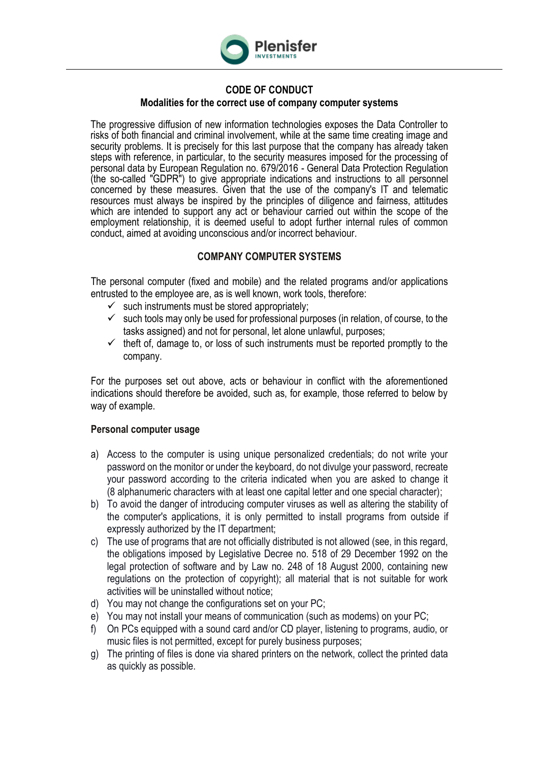# CODE OF CONDUCT

## Modalities for the correct use of company computer systems

The progressive diffusion of new information technologies exposes the Data Controller to risks of both financial and criminal involvement, while at the same time creating image and security problems. It is precisely for this last purpose that the company has already taken steps with reference, in particular, to the security measures imposed for the processing of personal data by European Regulation no. 679/2016 - General Data Protection Regulation (the so-called "GDPR") to give appropriate indications and instructions to all personnel concerned by these measures. Given that the use of the company's IT and telematic resources must always be inspired by the principles of diligence and fairness, attitudes which are intended to support any act or behaviour carried out within the scope of the employment relationship, it is deemed useful to adopt further internal rules of common conduct, aimed at avoiding unconscious and/or incorrect behaviour.

## COMPANY COMPUTER SYSTEMS

The personal computer (fixed and mobile) and the related programs and/or applications entrusted to the employee are, as is well known, work tools, therefore:

- ✓ such instruments must be stored appropriately;
- ✓ such tools may only be used for professional purposes (in relation, of course, to the tasks assigned) and not for personal, let alone unlawful, purposes;
- ✓ theft of, damage to, or loss of such instruments must be reported promptly to the company.

For the purposes set out above, acts or behaviour in conflict with the aforementioned indications should therefore be avoided, such as, for example, those referred to below by way of example.

### Personal computer usage

a) Access to the computer is using unique personalized credentials; do not write your password on the monitor or under the keyboard, do not divulge your password, recreate your password according to the criteria indicated when you are asked to change it (8 alphanumeric characters with at least one capital letter and one special character);
b) To avoid the danger of introducing computer viruses as well as altering the stability of the computer's applications, it is only permitted to install programs from outside if expressly authorized by the IT department;
c) The use of programs that are not officially distributed is not allowed (see, in this regard, the obligations imposed by Legislative Decree no. 518 of 29 December 1992 on the legal protection of software and by Law no. 248 of 18 August 2000, containing new regulations on the protection of copyright); all material that is not suitable for work activities will be uninstalled without notice;
d) You may not change the configurations set on your PC;
e) You may not install your means of communication (such as modems) on your PC;
f) On PCs equipped with a sound card and/or CD player, listening to programs, audio, or music files is not permitted, except for purely business purposes;
g) The printing of files is done via shared printers on the network, collect the printed data as quickly as possible.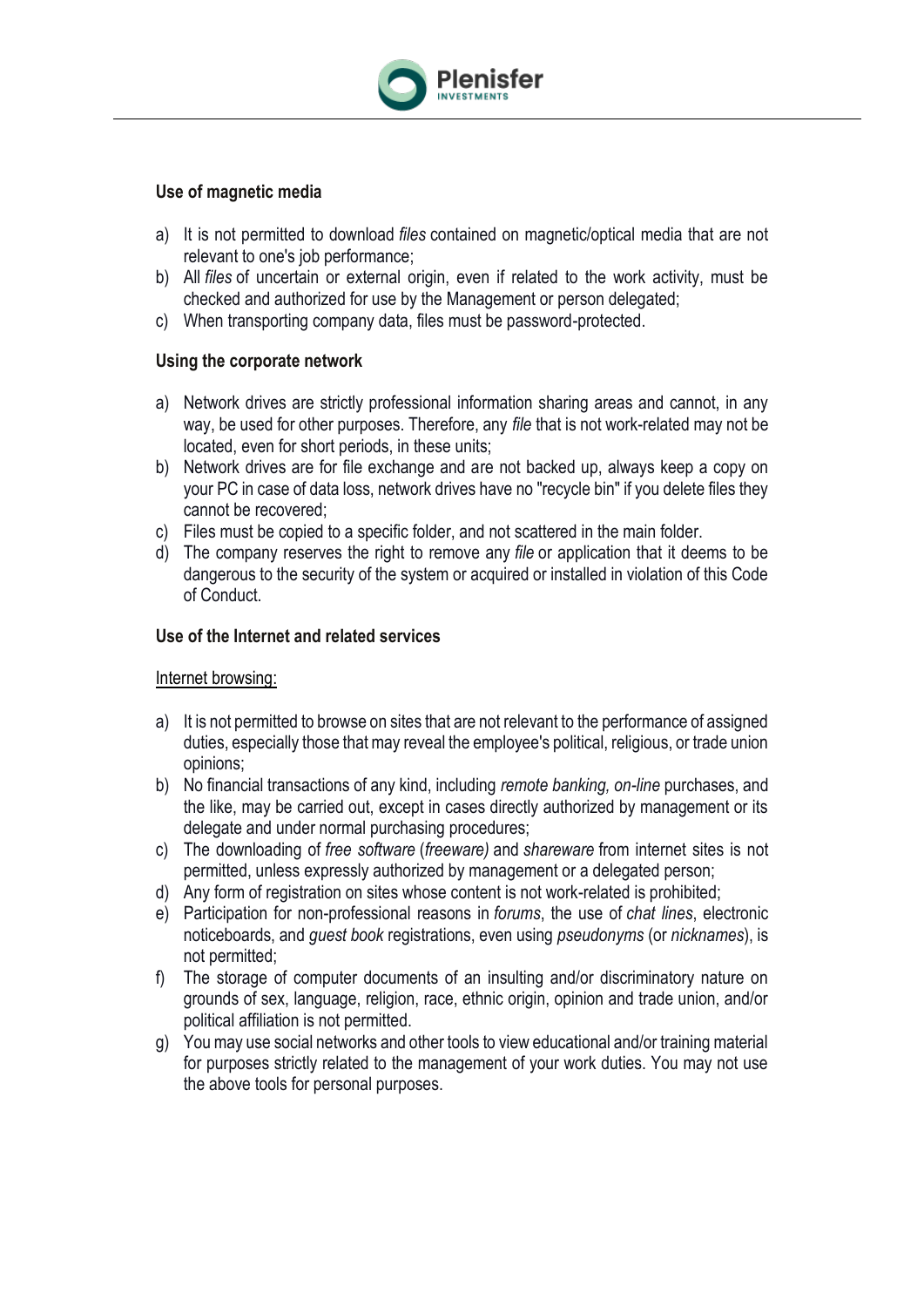**Use of magnetic media**

a) It is not permitted to download *files* contained on magnetic/optical media that are not relevant to one's job performance;
b) All *files* of uncertain or external origin, even if related to the work activity, must be checked and authorized for use by the Management or person delegated;
c) When transporting company data, files must be password-protected.

**Using the corporate network**

a) Network drives are strictly professional information sharing areas and cannot, in any way, be used for other purposes. Therefore, any *file* that is not work-related may not be located, even for short periods, in these units;
b) Network drives are for file exchange and are not backed up, always keep a copy on your PC in case of data loss, network drives have no "recycle bin" if you delete files they cannot be recovered;
c) Files must be copied to a specific folder, and not scattered in the main folder.
d) The company reserves the right to remove any *file* or application that it deems to be dangerous to the security of the system or acquired or installed in violation of this Code of Conduct.

**Use of the Internet and related services**

Internet browsing:

a) It is not permitted to browse on sites that are not relevant to the performance of assigned duties, especially those that may reveal the employee's political, religious, or trade union opinions;
b) No financial transactions of any kind, including *remote banking, on-line* purchases, and the like, may be carried out, except in cases directly authorized by management or its delegate and under normal purchasing procedures;
c) The downloading of *free software* (*freeware)* and *shareware* from internet sites is not permitted, unless expressly authorized by management or a delegated person;
d) Any form of registration on sites whose content is not work-related is prohibited;
e) Participation for non-professional reasons in *forums*, the use of *chat lines*, electronic noticeboards, and *guest book* registrations, even using *pseudonyms* (or *nicknames*), is not permitted;
f) The storage of computer documents of an insulting and/or discriminatory nature on grounds of sex, language, religion, race, ethnic origin, opinion and trade union, and/or political affiliation is not permitted.
g) You may use social networks and other tools to view educational and/or training material for purposes strictly related to the management of your work duties. You may not use the above tools for personal purposes.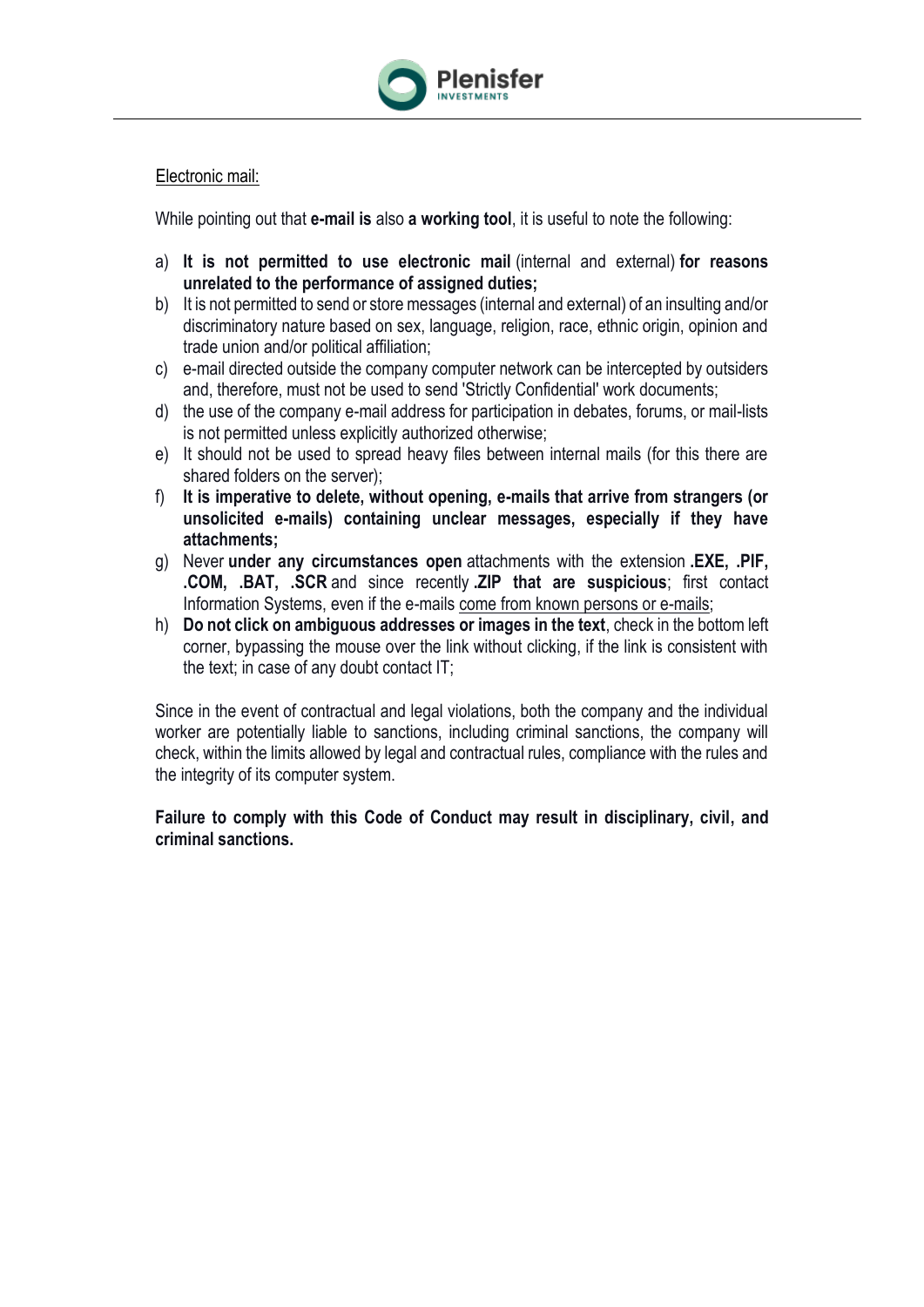Electronic mail:

While pointing out that **e-mail is** also **a working tool**, it is useful to note the following:

a) **It is not permitted to use electronic mail** (internal and external) **for reasons unrelated to the performance of assigned duties;**
b) It is not permitted to send or store messages (internal and external) of an insulting and/or discriminatory nature based on sex, language, religion, race, ethnic origin, opinion and trade union and/or political affiliation;
c) e-mail directed outside the company computer network can be intercepted by outsiders and, therefore, must not be used to send 'Strictly Confidential' work documents;
d) the use of the company e-mail address for participation in debates, forums, or mail-lists is not permitted unless explicitly authorized otherwise;
e) It should not be used to spread heavy files between internal mails (for this there are shared folders on the server);
f) **It is imperative to delete, without opening, e-mails that arrive from strangers (or unsolicited e-mails) containing unclear messages, especially if they have attachments;**
g) Never **under any circumstances open** attachments with the extension **.EXE, .PIF, .COM, .BAT, .SCR** and since recently **.ZIP that are suspicious**; first contact Information Systems, even if the e-mails come from known persons or e-mails;
h) **Do not click on ambiguous addresses or images in the text**, check in the bottom left corner, bypassing the mouse over the link without clicking, if the link is consistent with the text; in case of any doubt contact IT;

Since in the event of contractual and legal violations, both the company and the individual worker are potentially liable to sanctions, including criminal sanctions, the company will check, within the limits allowed by legal and contractual rules, compliance with the rules and the integrity of its computer system.

**Failure to comply with this Code of Conduct may result in disciplinary, civil, and criminal sanctions.**